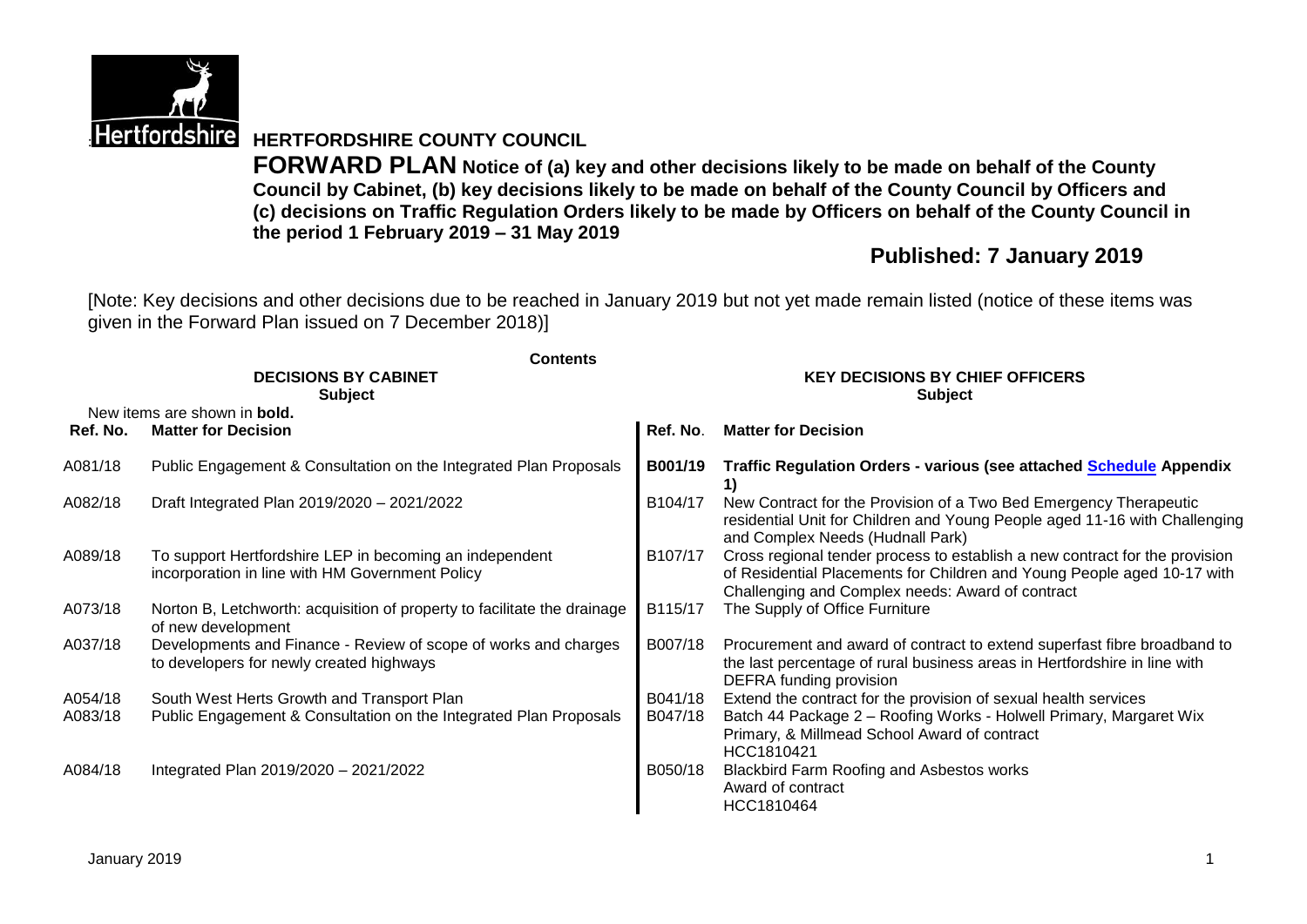# HERTFORDSHIRE COUNTY COUNCIL

**FORWARD PLAN Notice of (a) key and other decisions likely to be made on behalf of the County Council by Cabinet, (b) key decisions likely to be made on behalf of the County Council by Officers and (c) decisions on Traffic Regulation Orders likely to be made by Officers on behalf of the County Council in the period 1 February 2019 – 31 May 2019**

## Published: 7 January 2019

[Note: Key decisions and other decisions due to be reached in January 2019 but not yet made remain listed (notice of these items was given in the Forward Plan issued on 7 December 2018)]

**Contents**

**DECISIONS BY CABINET**
**Subject**

New items are shown in **bold.**

| Ref. No. | Matter for Decision |
|---|---|
| A081/18 | Public Engagement & Consultation on the Integrated Plan Proposals |
| A082/18 | Draft Integrated Plan 2019/2020 – 2021/2022 |
| A089/18 | To support Hertfordshire LEP in becoming an independent incorporation in line with HM Government Policy |
| A073/18 | Norton B, Letchworth: acquisition of property to facilitate the drainage of new development |
| A037/18 | Developments and Finance - Review of scope of works and charges to developers for newly created highways |
| A054/18 | South West Herts Growth and Transport Plan |
| A083/18 | Public Engagement & Consultation on the Integrated Plan Proposals |
| A084/18 | Integrated Plan 2019/2020 – 2021/2022 |

**KEY DECISIONS BY CHIEF OFFICERS**
**Subject**

| Ref. No. | Matter for Decision |
|---|---|
| **B001/19** | **Traffic Regulation Orders - various (see attached Schedule Appendix 1)** |
| B104/17 | New Contract for the Provision of a Two Bed Emergency Therapeutic residential Unit for Children and Young People aged 11-16 with Challenging and Complex Needs (Hudnall Park) |
| B107/17 | Cross regional tender process to establish a new contract for the provision of Residential Placements for Children and Young People aged 10-17 with Challenging and Complex needs: Award of contract |
| B115/17 | The Supply of Office Furniture |
| B007/18 | Procurement and award of contract to extend superfast fibre broadband to the last percentage of rural business areas in Hertfordshire in line with DEFRA funding provision |
| B041/18 | Extend the contract for the provision of sexual health services |
| B047/18 | Batch 44 Package 2 – Roofing Works - Holwell Primary, Margaret Wix Primary, & Millmead School Award of contract HCC1810421 |
| B050/18 | Blackbird Farm Roofing and Asbestos works Award of contract HCC1810464 |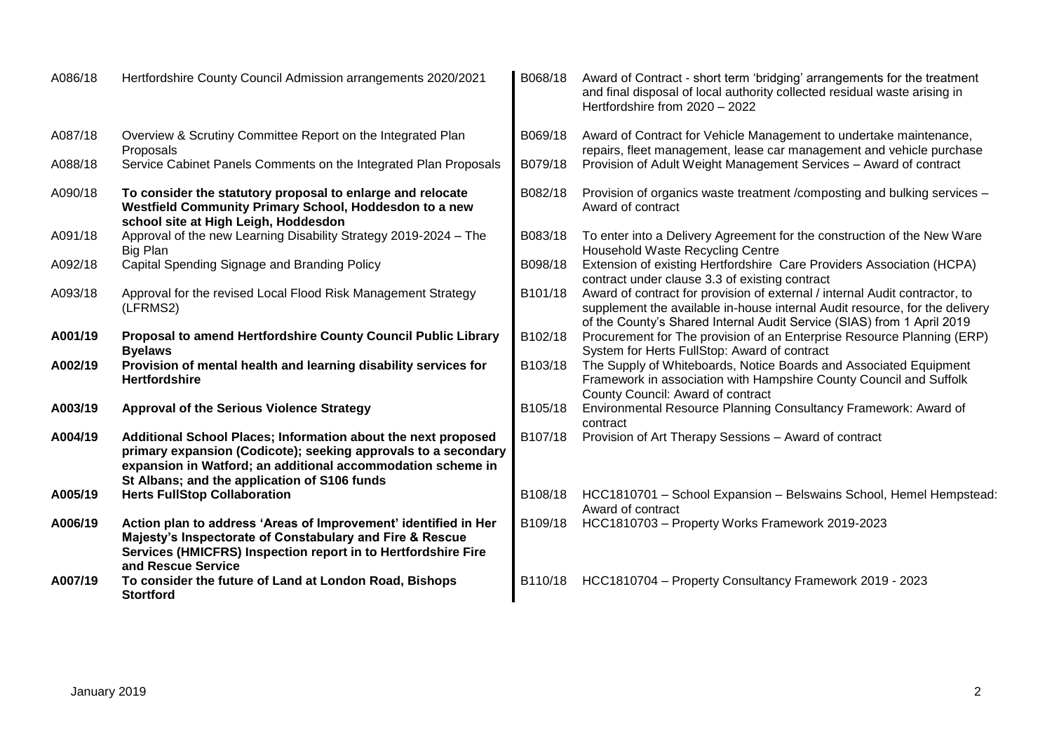| | | | |
|---|---|---|---|
| A086/18 | Hertfordshire County Council Admission arrangements 2020/2021 | B068/18 | Award of Contract - short term 'bridging' arrangements for the treatment and final disposal of local authority collected residual waste arising in Hertfordshire from 2020 – 2022 |
| A087/18 | Overview & Scrutiny Committee Report on the Integrated Plan Proposals | B069/18 | Award of Contract for Vehicle Management to undertake maintenance, repairs, fleet management, lease car management and vehicle purchase |
| A088/18 | Service Cabinet Panels Comments on the Integrated Plan Proposals | B079/18 | Provision of Adult Weight Management Services – Award of contract |
| A090/18 | **To consider the statutory proposal to enlarge and relocate Westfield Community Primary School, Hoddesdon to a new school site at High Leigh, Hoddesdon** | B082/18 | Provision of organics waste treatment /composting and bulking services – Award of contract |
| A091/18 | Approval of the new Learning Disability Strategy 2019-2024 – The Big Plan | B083/18 | To enter into a Delivery Agreement for the construction of the New Ware Household Waste Recycling Centre |
| A092/18 | Capital Spending Signage and Branding Policy | B098/18 | Extension of existing Hertfordshire Care Providers Association (HCPA) contract under clause 3.3 of existing contract |
| A093/18 | Approval for the revised Local Flood Risk Management Strategy (LFRMS2) | B101/18 | Award of contract for provision of external / internal Audit contractor, to supplement the available in-house internal Audit resource, for the delivery of the County's Shared Internal Audit Service (SIAS) from 1 April 2019 |
| **A001/19** | **Proposal to amend Hertfordshire County Council Public Library Byelaws** | B102/18 | Procurement for The provision of an Enterprise Resource Planning (ERP) System for Herts FullStop: Award of contract |
| **A002/19** | **Provision of mental health and learning disability services for Hertfordshire** | B103/18 | The Supply of Whiteboards, Notice Boards and Associated Equipment Framework in association with Hampshire County Council and Suffolk County Council: Award of contract |
| **A003/19** | **Approval of the Serious Violence Strategy** | B105/18 | Environmental Resource Planning Consultancy Framework: Award of contract |
| **A004/19** | **Additional School Places; Information about the next proposed primary expansion (Codicote); seeking approvals to a secondary expansion in Watford; an additional accommodation scheme in St Albans; and the application of S106 funds** | B107/18 | Provision of Art Therapy Sessions – Award of contract |
| **A005/19** | **Herts FullStop Collaboration** | B108/18 | HCC1810701 – School Expansion – Belswains School, Hemel Hempstead: Award of contract |
| **A006/19** | **Action plan to address 'Areas of Improvement' identified in Her Majesty's Inspectorate of Constabulary and Fire & Rescue Services (HMICFRS) Inspection report in to Hertfordshire Fire and Rescue Service** | B109/18 | HCC1810703 – Property Works Framework 2019-2023 |
| **A007/19** | **To consider the future of Land at London Road, Bishops Stortford** | B110/18 | HCC1810704 – Property Consultancy Framework 2019 - 2023 |

January 2019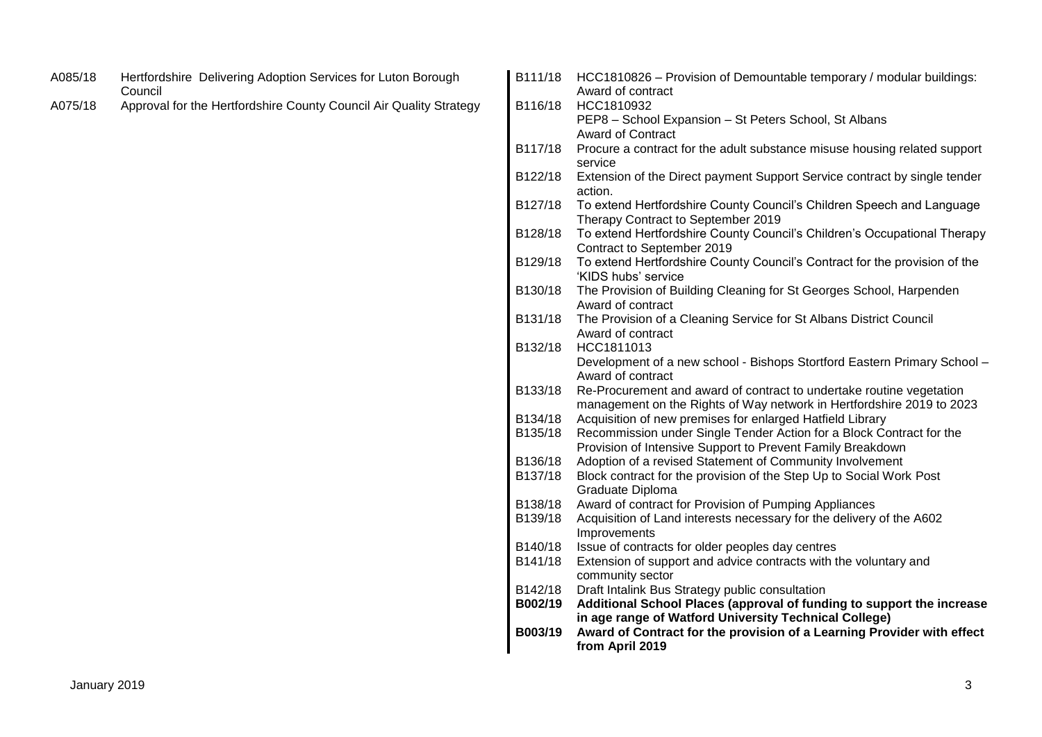| | |
|---|---|
| A085/18 | Hertfordshire Delivering Adoption Services for Luton Borough Council |
| A075/18 | Approval for the Hertfordshire County Council Air Quality Strategy |

| | |
|---|---|
| B111/18 | HCC1810826 – Provision of Demountable temporary / modular buildings: Award of contract |
| B116/18 | HCC1810932<br>PEP8 – School Expansion – St Peters School, St Albans<br>Award of Contract |
| B117/18 | Procure a contract for the adult substance misuse housing related support service |
| B122/18 | Extension of the Direct payment Support Service contract by single tender action. |
| B127/18 | To extend Hertfordshire County Council's Children Speech and Language Therapy Contract to September 2019 |
| B128/18 | To extend Hertfordshire County Council's Children's Occupational Therapy Contract to September 2019 |
| B129/18 | To extend Hertfordshire County Council's Contract for the provision of the 'KIDS hubs' service |
| B130/18 | The Provision of Building Cleaning for St Georges School, Harpenden<br>Award of contract |
| B131/18 | The Provision of a Cleaning Service for St Albans District Council<br>Award of contract |
| B132/18 | HCC1811013<br>Development of a new school - Bishops Stortford Eastern Primary School – Award of contract |
| B133/18 | Re-Procurement and award of contract to undertake routine vegetation management on the Rights of Way network in Hertfordshire 2019 to 2023 |
| B134/18 | Acquisition of new premises for enlarged Hatfield Library |
| B135/18 | Recommission under Single Tender Action for a Block Contract for the Provision of Intensive Support to Prevent Family Breakdown |
| B136/18 | Adoption of a revised Statement of Community Involvement |
| B137/18 | Block contract for the provision of the Step Up to Social Work Post Graduate Diploma |
| B138/18 | Award of contract for Provision of Pumping Appliances |
| B139/18 | Acquisition of Land interests necessary for the delivery of the A602 Improvements |
| B140/18 | Issue of contracts for older peoples day centres |
| B141/18 | Extension of support and advice contracts with the voluntary and community sector |
| B142/18 | Draft Intalink Bus Strategy public consultation |
| **B002/19** | **Additional School Places (approval of funding to support the increase in age range of Watford University Technical College)** |
| **B003/19** | **Award of Contract for the provision of a Learning Provider with effect from April 2019** |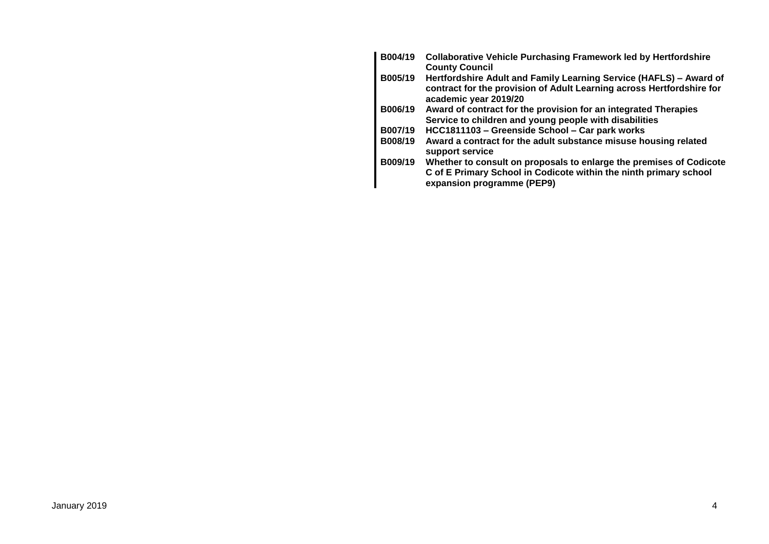| | |
|---|---|
| **B004/19** | **Collaborative Vehicle Purchasing Framework led by Hertfordshire County Council** |
| **B005/19** | **Hertfordshire Adult and Family Learning Service (HAFLS) – Award of contract for the provision of Adult Learning across Hertfordshire for academic year 2019/20** |
| **B006/19** | **Award of contract for the provision for an integrated Therapies Service to children and young people with disabilities** |
| **B007/19** | **HCC1811103 – Greenside School – Car park works** |
| **B008/19** | **Award a contract for the adult substance misuse housing related support service** |
| **B009/19** | **Whether to consult on proposals to enlarge the premises of Codicote C of E Primary School in Codicote within the ninth primary school expansion programme (PEP9)** |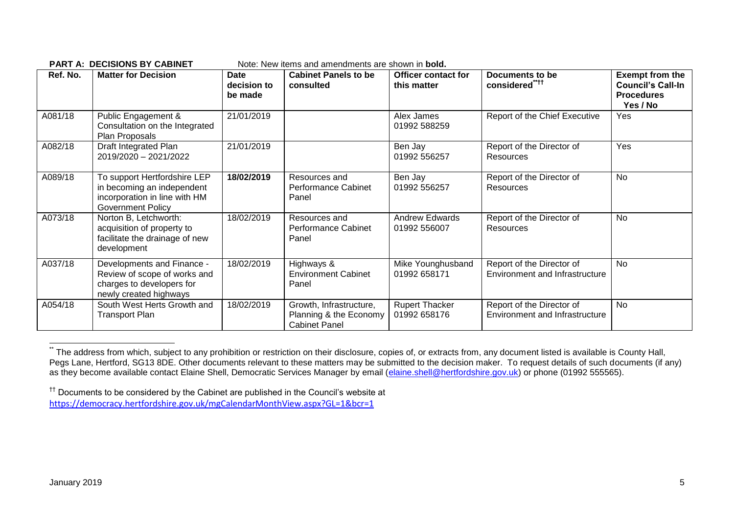**PART A: DECISIONS BY CABINET** Note: New items and amendments are shown in **bold.**

| Ref. No. | Matter for Decision | Date decision to be made | Cabinet Panels to be consulted | Officer contact for this matter | Documents to be considered[**††] | Exempt from the Council's Call-In Procedures Yes / No |
|---|---|---|---|---|---|---|
| A081/18 | Public Engagement & Consultation on the Integrated Plan Proposals | 21/01/2019 | | Alex James 01992 588259 | Report of the Chief Executive | Yes |
| A082/18 | Draft Integrated Plan 2019/2020 – 2021/2022 | 21/01/2019 | | Ben Jay 01992 556257 | Report of the Director of Resources | Yes |
| A089/18 | To support Hertfordshire LEP in becoming an independent incorporation in line with HM Government Policy | **18/02/2019** | Resources and Performance Cabinet Panel | Ben Jay 01992 556257 | Report of the Director of Resources | No |
| A073/18 | Norton B, Letchworth: acquisition of property to facilitate the drainage of new development | 18/02/2019 | Resources and Performance Cabinet Panel | Andrew Edwards 01992 556007 | Report of the Director of Resources | No |
| A037/18 | Developments and Finance - Review of scope of works and charges to developers for newly created highways | 18/02/2019 | Highways & Environment Cabinet Panel | Mike Younghusband 01992 658171 | Report of the Director of Environment and Infrastructure | No |
| A054/18 | South West Herts Growth and Transport Plan | 18/02/2019 | Growth, Infrastructure, Planning & the Economy Cabinet Panel | Rupert Thacker 01992 658176 | Report of the Director of Environment and Infrastructure | No |

[**] The address from which, subject to any prohibition or restriction on their disclosure, copies of, or extracts from, any document listed is available is County Hall, Pegs Lane, Hertford, SG13 8DE. Other documents relevant to these matters may be submitted to the decision maker. To request details of such documents (if any) as they become available contact Elaine Shell, Democratic Services Manager by email (elaine.shell@hertfordshire.gov.uk) or phone (01992 555565).

[††] Documents to be considered by the Cabinet are published in the Council's website at https://democracy.hertfordshire.gov.uk/mgCalendarMonthView.aspx?GL=1&bcr=1

January 2019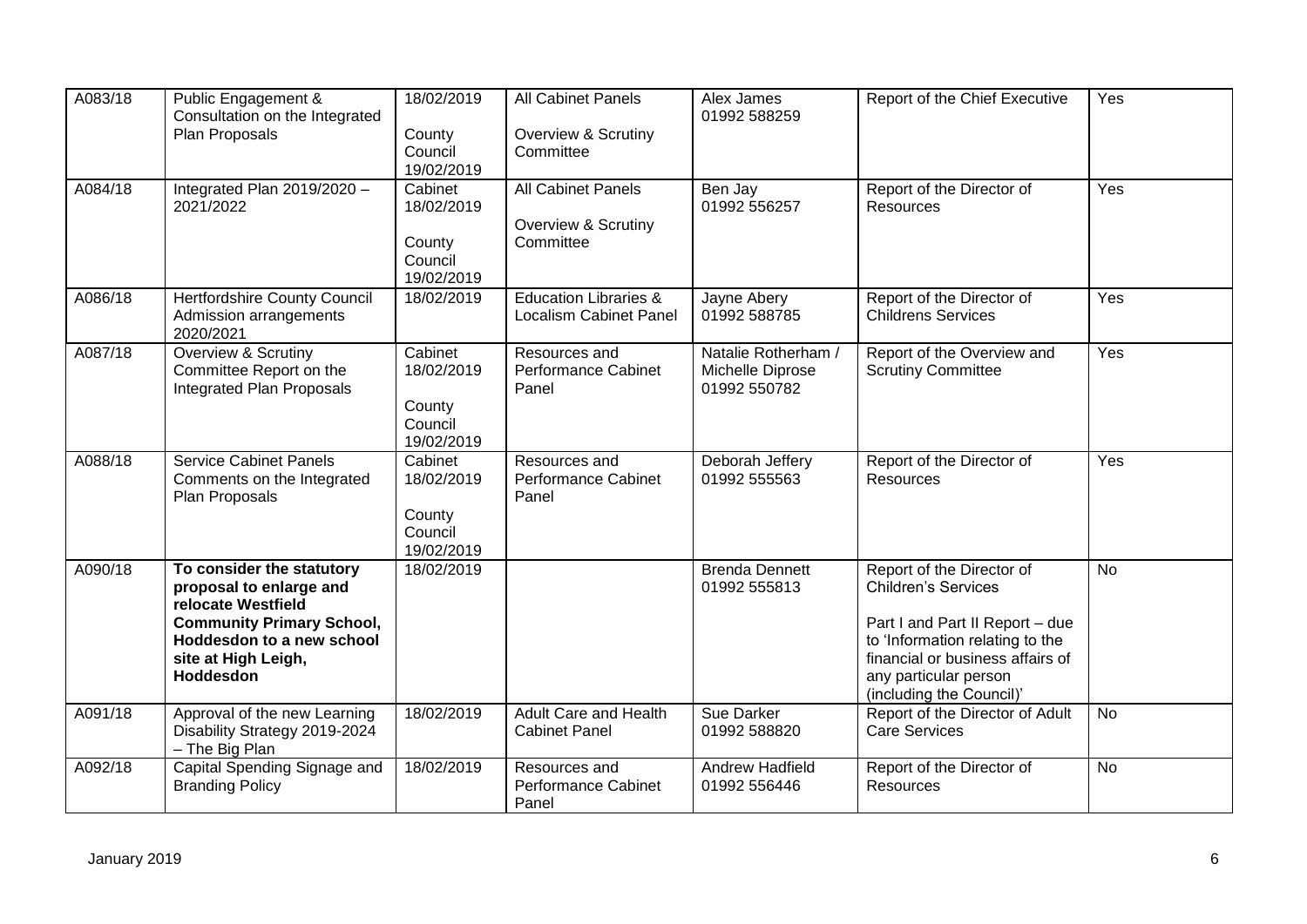| A083/18 | Public Engagement & Consultation on the Integrated Plan Proposals | 18/02/2019<br><br>County Council 19/02/2019 | All Cabinet Panels<br><br>Overview & Scrutiny Committee | Alex James 01992 588259 | Report of the Chief Executive | Yes |
|---|---|---|---|---|---|---|
| A084/18 | Integrated Plan 2019/2020 – 2021/2022 | Cabinet 18/02/2019<br><br>County Council 19/02/2019 | All Cabinet Panels<br><br>Overview & Scrutiny Committee | Ben Jay 01992 556257 | Report of the Director of Resources | Yes |
| A086/18 | Hertfordshire County Council Admission arrangements 2020/2021 | 18/02/2019 | Education Libraries & Localism Cabinet Panel | Jayne Abery 01992 588785 | Report of the Director of Childrens Services | Yes |
| A087/18 | Overview & Scrutiny Committee Report on the Integrated Plan Proposals | Cabinet 18/02/2019<br><br>County Council 19/02/2019 | Resources and Performance Cabinet Panel | Natalie Rotherham / Michelle Diprose 01992 550782 | Report of the Overview and Scrutiny Committee | Yes |
| A088/18 | Service Cabinet Panels Comments on the Integrated Plan Proposals | Cabinet 18/02/2019<br><br>County Council 19/02/2019 | Resources and Performance Cabinet Panel | Deborah Jeffery 01992 555563 | Report of the Director of Resources | Yes |
| A090/18 | **To consider the statutory proposal to enlarge and relocate Westfield Community Primary School, Hoddesdon to a new school site at High Leigh, Hoddesdon** | 18/02/2019 | | Brenda Dennett 01992 555813 | Report of the Director of Children's Services<br><br>Part I and Part II Report – due to 'Information relating to the financial or business affairs of any particular person (including the Council)' | No |
| A091/18 | Approval of the new Learning Disability Strategy 2019-2024 – The Big Plan | 18/02/2019 | Adult Care and Health Cabinet Panel | Sue Darker 01992 588820 | Report of the Director of Adult Care Services | No |
| A092/18 | Capital Spending Signage and Branding Policy | 18/02/2019 | Resources and Performance Cabinet Panel | Andrew Hadfield 01992 556446 | Report of the Director of Resources | No |

January 2019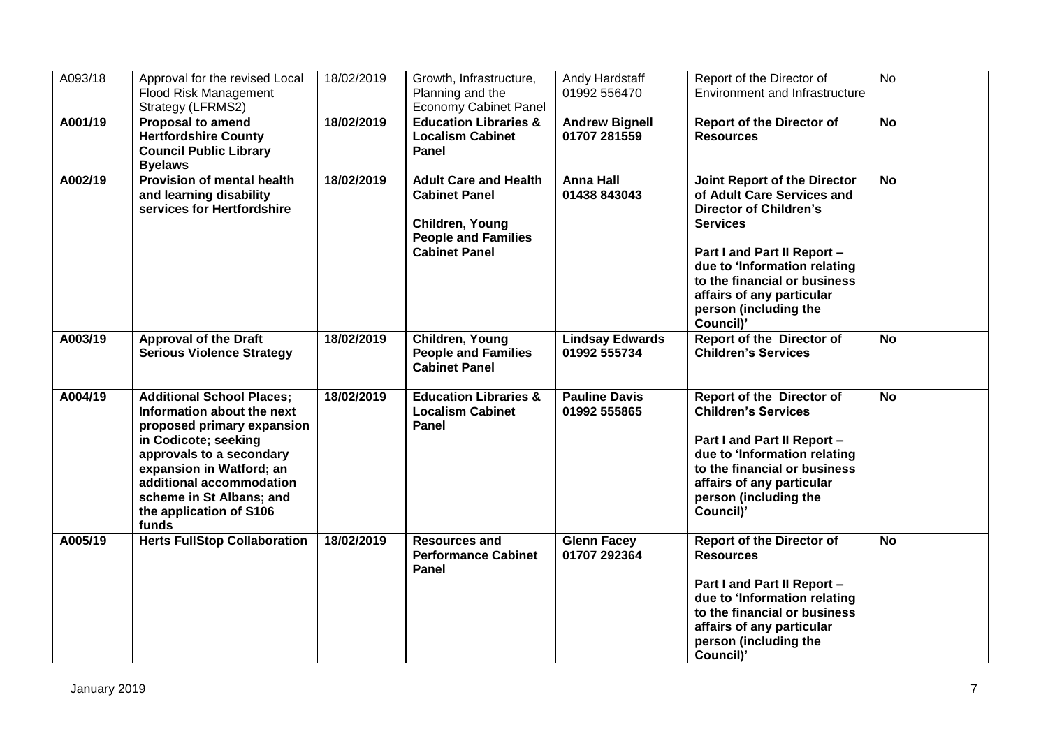| A093/18 | Approval for the revised Local Flood Risk Management Strategy (LFRMS2) | 18/02/2019 | Growth, Infrastructure, Planning and the Economy Cabinet Panel | Andy Hardstaff 01992 556470 | Report of the Director of Environment and Infrastructure | No |
|---|---|---|---|---|---|---|
| **A001/19** | **Proposal to amend Hertfordshire County Council Public Library Byelaws** | **18/02/2019** | **Education Libraries & Localism Cabinet Panel** | **Andrew Bignell 01707 281559** | **Report of the Director of Resources** | **No** |
| **A002/19** | **Provision of mental health and learning disability services for Hertfordshire** | **18/02/2019** | **Adult Care and Health Cabinet Panel**<br><br>**Children, Young People and Families Cabinet Panel** | **Anna Hall 01438 843043** | **Joint Report of the Director of Adult Care Services and Director of Children's Services**<br><br>**Part I and Part II Report – due to 'Information relating to the financial or business affairs of any particular person (including the Council)'** | **No** |
| **A003/19** | **Approval of the Draft Serious Violence Strategy** | **18/02/2019** | **Children, Young People and Families Cabinet Panel** | **Lindsay Edwards 01992 555734** | **Report of the Director of Children's Services** | **No** |
| **A004/19** | **Additional School Places; Information about the next proposed primary expansion in Codicote; seeking approvals to a secondary expansion in Watford; an additional accommodation scheme in St Albans; and the application of S106 funds** | **18/02/2019** | **Education Libraries & Localism Cabinet Panel** | **Pauline Davis 01992 555865** | **Report of the Director of Children's Services**<br><br>**Part I and Part II Report – due to 'Information relating to the financial or business affairs of any particular person (including the Council)'** | **No** |
| **A005/19** | **Herts FullStop Collaboration** | **18/02/2019** | **Resources and Performance Cabinet Panel** | **Glenn Facey 01707 292364** | **Report of the Director of Resources**<br><br>**Part I and Part II Report – due to 'Information relating to the financial or business affairs of any particular person (including the Council)'** | **No** |

January 2019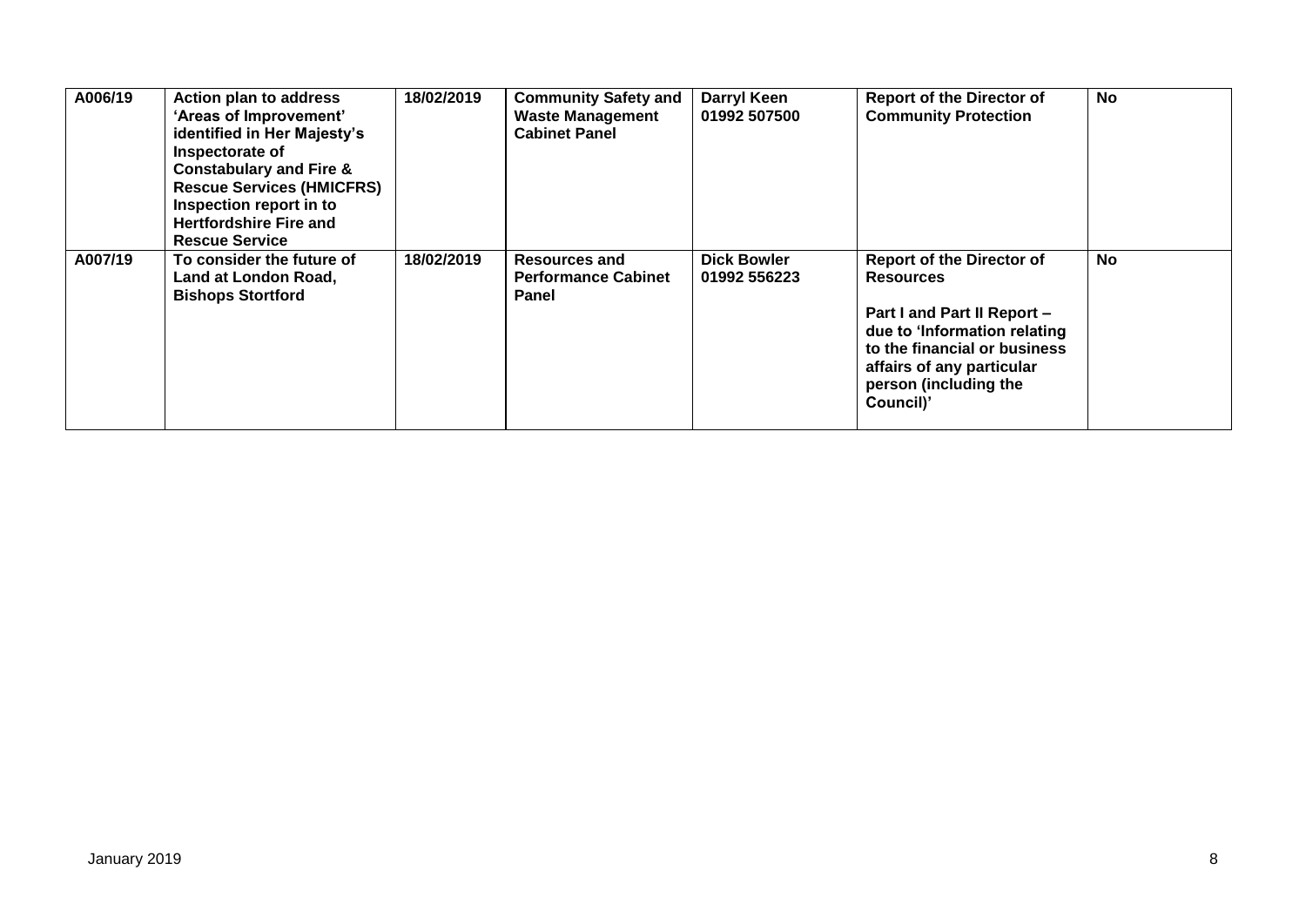| A006/19 | Action plan to address 'Areas of Improvement' identified in Her Majesty's Inspectorate of Constabulary and Fire & Rescue Services (HMICFRS) Inspection report in to Hertfordshire Fire and Rescue Service | 18/02/2019 | Community Safety and Waste Management Cabinet Panel | Darryl Keen 01992 507500 | Report of the Director of Community Protection | No |
|---|---|---|---|---|---|---|
| A007/19 | To consider the future of Land at London Road, Bishops Stortford | 18/02/2019 | Resources and Performance Cabinet Panel | Dick Bowler 01992 556223 | Report of the Director of Resources<br><br>Part I and Part II Report – due to 'Information relating to the financial or business affairs of any particular person (including the Council)' | No |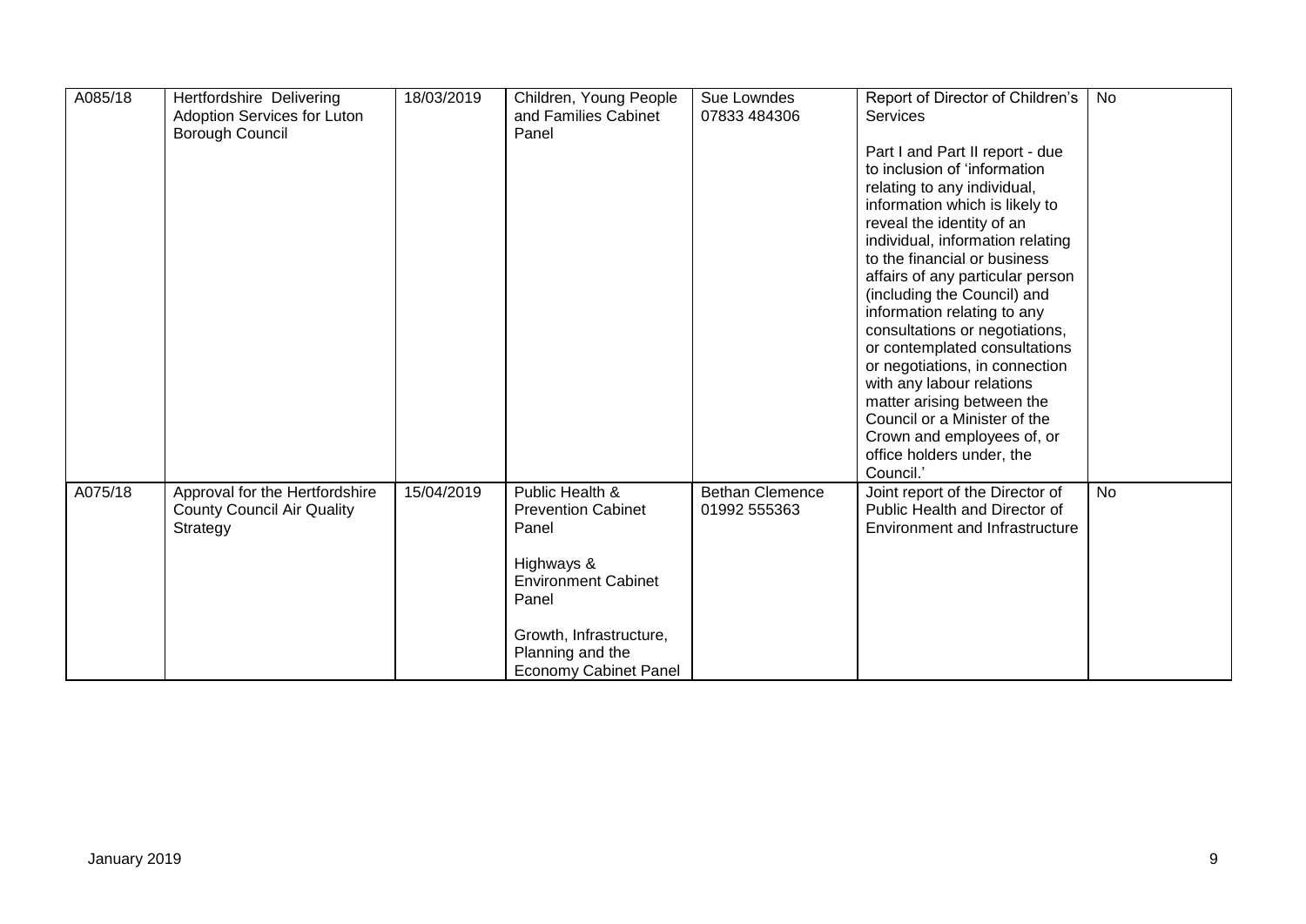| A085/18 | Hertfordshire Delivering Adoption Services for Luton Borough Council | 18/03/2019 | Children, Young People and Families Cabinet Panel | Sue Lowndes 07833 484306 | Report of Director of Children's Services<br><br>Part I and Part II report - due to inclusion of 'information relating to any individual, information which is likely to reveal the identity of an individual, information relating to the financial or business affairs of any particular person (including the Council) and information relating to any consultations or negotiations, or contemplated consultations or negotiations, in connection with any labour relations matter arising between the Council or a Minister of the Crown and employees of, or office holders under, the Council.' | No |
|---|---|---|---|---|---|---|
| A075/18 | Approval for the Hertfordshire County Council Air Quality Strategy | 15/04/2019 | Public Health & Prevention Cabinet Panel<br><br>Highways & Environment Cabinet Panel<br><br>Growth, Infrastructure, Planning and the Economy Cabinet Panel | Bethan Clemence 01992 555363 | Joint report of the Director of Public Health and Director of Environment and Infrastructure | No |

January 2019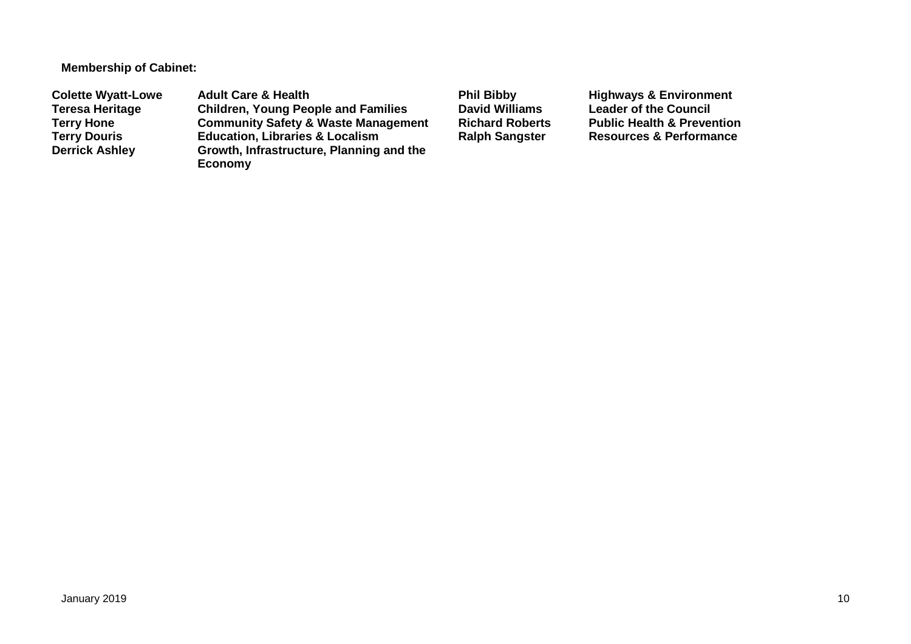**Membership of Cabinet:**

| | |
|---|---|
| **Colette Wyatt-Lowe** | **Adult Care & Health** |
| **Teresa Heritage** | **Children, Young People and Families** |
| **Terry Hone** | **Community Safety & Waste Management** |
| **Terry Douris** | **Education, Libraries & Localism** |
| **Derrick Ashley** | **Growth, Infrastructure, Planning and the Economy** |
| **Phil Bibby** | **Highways & Environment** |
| **David Williams** | **Leader of the Council** |
| **Richard Roberts** | **Public Health & Prevention** |
| **Ralph Sangster** | **Resources & Performance** |

January 2019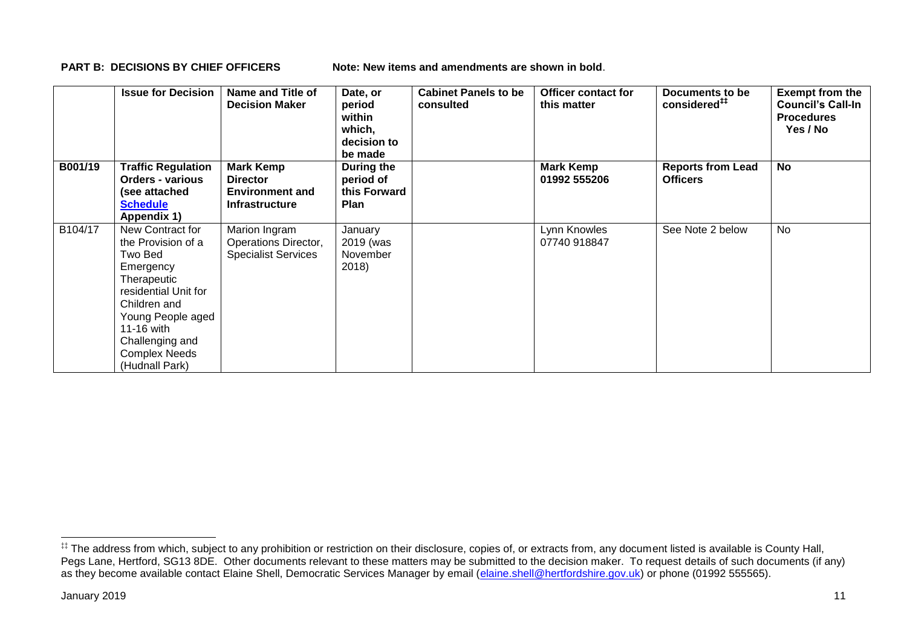**PART B: DECISIONS BY CHIEF OFFICERS** **Note: New items and amendments are shown in bold**.

| | Issue for Decision | Name and Title of Decision Maker | Date, or period within which, decision to be made | Cabinet Panels to be consulted | Officer contact for this matter | Documents to be considered[‡‡] | Exempt from the Council's Call-In Procedures Yes / No |
|---|---|---|---|---|---|---|---|
| **B001/19** | **Traffic Regulation Orders - various (see attached Schedule Appendix 1)** | **Mark Kemp Director Environment and Infrastructure** | **During the period of this Forward Plan** | | **Mark Kemp 01992 555206** | **Reports from Lead Officers** | **No** |
| B104/17 | New Contract for the Provision of a Two Bed Emergency Therapeutic residential Unit for Children and Young People aged 11-16 with Challenging and Complex Needs (Hudnall Park) | Marion Ingram Operations Director, Specialist Services | January 2019 (was November 2018) | | Lynn Knowles 07740 918847 | See Note 2 below | No |

[‡‡] The address from which, subject to any prohibition or restriction on their disclosure, copies of, or extracts from, any document listed is available is County Hall, Pegs Lane, Hertford, SG13 8DE. Other documents relevant to these matters may be submitted to the decision maker. To request details of such documents (if any) as they become available contact Elaine Shell, Democratic Services Manager by email (elaine.shell@hertfordshire.gov.uk) or phone (01992 555565).

January 2019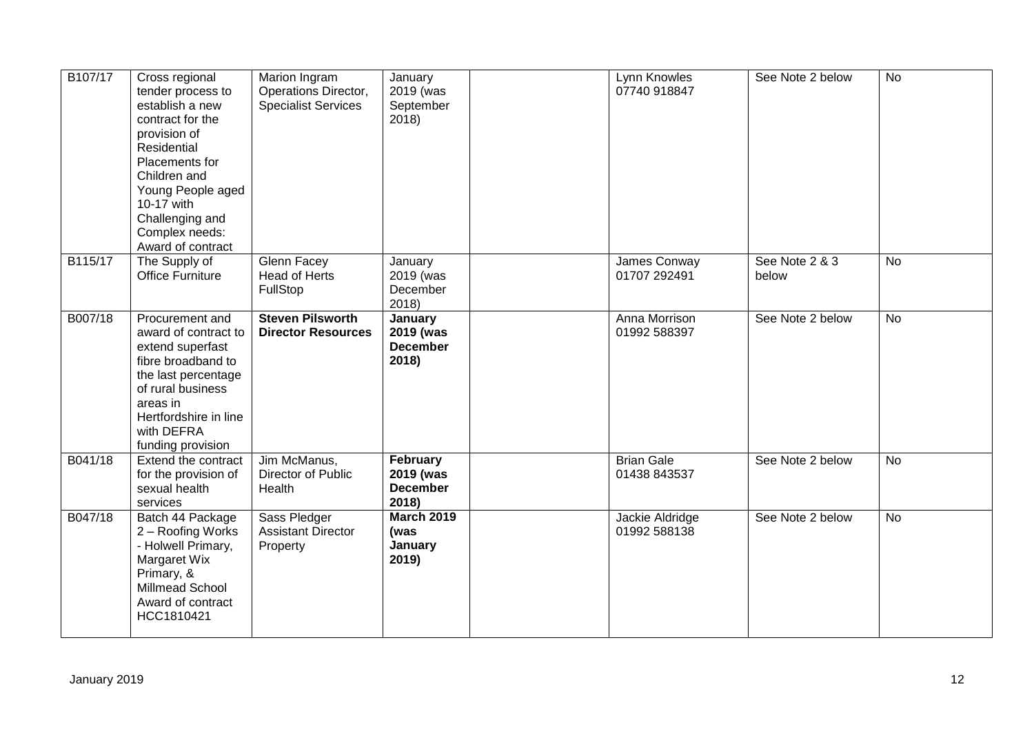| | | | | | | | |
|---|---|---|---|---|---|---|---|
| B107/17 | Cross regional tender process to establish a new contract for the provision of Residential Placements for Children and Young People aged 10-17 with Challenging and Complex needs: Award of contract | Marion Ingram Operations Director, Specialist Services | January 2019 (was September 2018) | | Lynn Knowles 07740 918847 | See Note 2 below | No |
| B115/17 | The Supply of Office Furniture | Glenn Facey Head of Herts FullStop | January 2019 (was December 2018) | | James Conway 01707 292491 | See Note 2 & 3 below | No |
| B007/18 | Procurement and award of contract to extend superfast fibre broadband to the last percentage of rural business areas in Hertfordshire in line with DEFRA funding provision | **Steven Pilsworth Director Resources** | **January 2019 (was December 2018)** | | Anna Morrison 01992 588397 | See Note 2 below | No |
| B041/18 | Extend the contract for the provision of sexual health services | Jim McManus, Director of Public Health | **February 2019 (was December 2018)** | | Brian Gale 01438 843537 | See Note 2 below | No |
| B047/18 | Batch 44 Package 2 – Roofing Works - Holwell Primary, Margaret Wix Primary, & Millmead School Award of contract HCC1810421 | Sass Pledger Assistant Director Property | **March 2019 (was January 2019)** | | Jackie Aldridge 01992 588138 | See Note 2 below | No |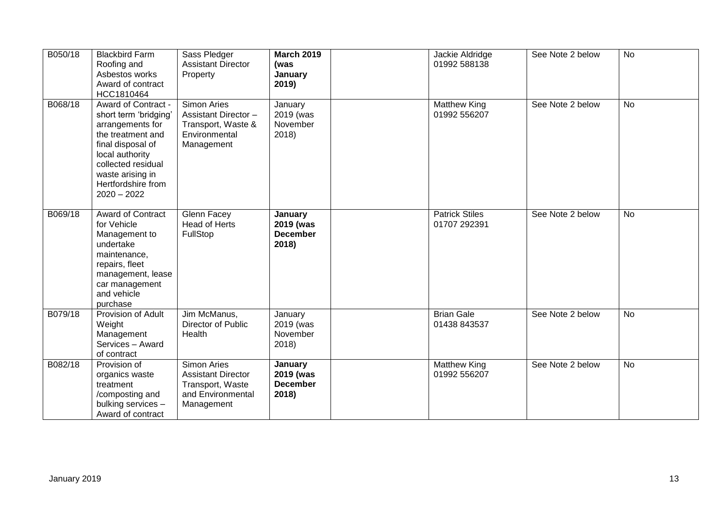| B050/18 | Blackbird Farm Roofing and Asbestos works Award of contract HCC1810464 | Sass Pledger Assistant Director Property | **March 2019 (was January 2019)** | | Jackie Aldridge 01992 588138 | See Note 2 below | No |
|---|---|---|---|---|---|---|---|
| B068/18 | Award of Contract - short term 'bridging' arrangements for the treatment and final disposal of local authority collected residual waste arising in Hertfordshire from 2020 – 2022 | Simon Aries Assistant Director – Transport, Waste & Environmental Management | January 2019 (was November 2018) | | Matthew King 01992 556207 | See Note 2 below | No |
| B069/18 | Award of Contract for Vehicle Management to undertake maintenance, repairs, fleet management, lease car management and vehicle purchase | Glenn Facey Head of Herts FullStop | **January 2019 (was December 2018)** | | Patrick Stiles 01707 292391 | See Note 2 below | No |
| B079/18 | Provision of Adult Weight Management Services – Award of contract | Jim McManus, Director of Public Health | January 2019 (was November 2018) | | Brian Gale 01438 843537 | See Note 2 below | No |
| B082/18 | Provision of organics waste treatment /composting and bulking services – Award of contract | Simon Aries Assistant Director Transport, Waste and Environmental Management | **January 2019 (was December 2018)** | | Matthew King 01992 556207 | See Note 2 below | No |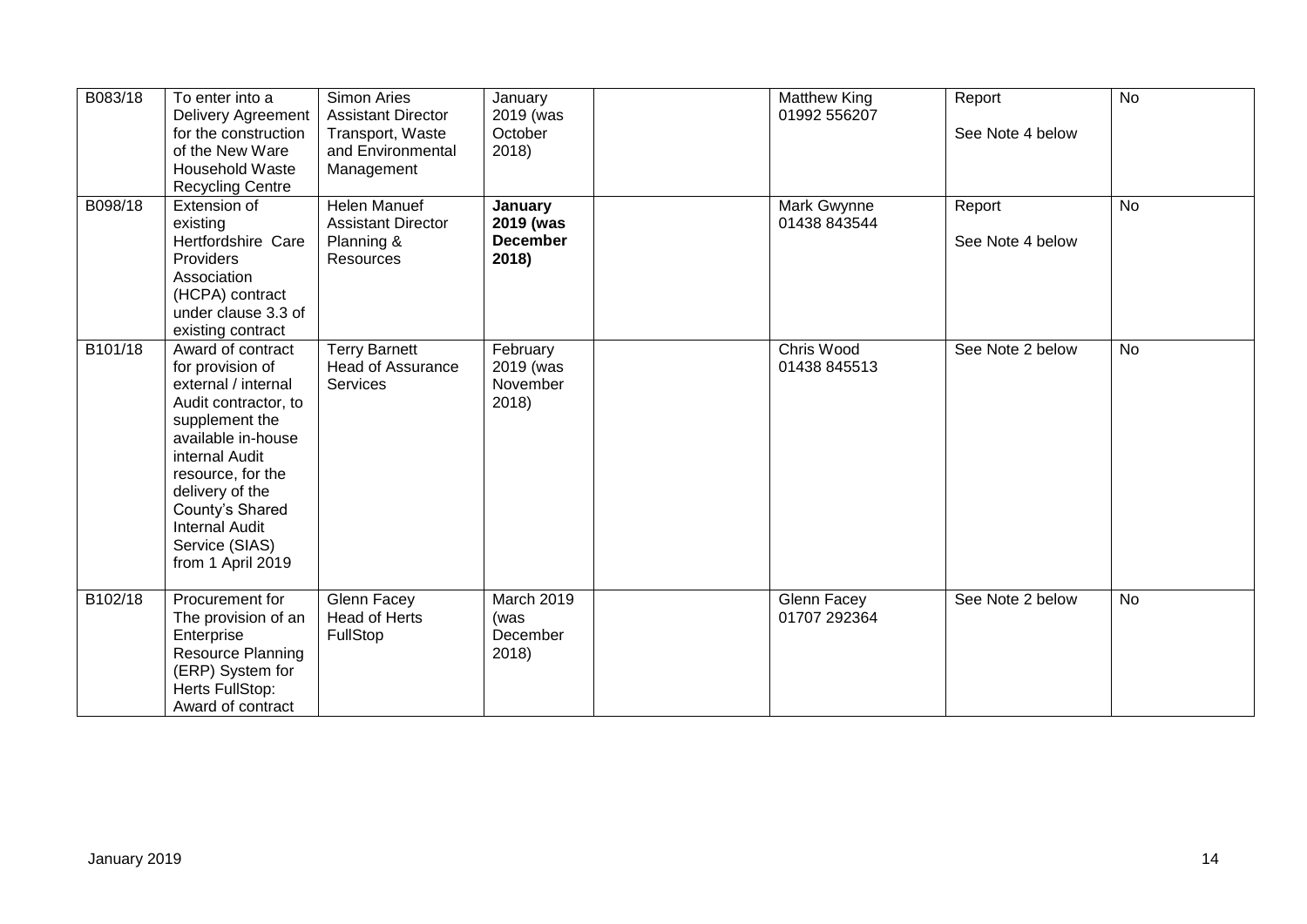| B083/18 | To enter into a Delivery Agreement for the construction of the New Ware Household Waste Recycling Centre | Simon Aries Assistant Director Transport, Waste and Environmental Management | January 2019 (was October 2018) | | Matthew King 01992 556207 | Report<br><br>See Note 4 below | No |
|---|---|---|---|---|---|---|---|
| B098/18 | Extension of existing Hertfordshire Care Providers Association (HCPA) contract under clause 3.3 of existing contract | Helen Manuef Assistant Director Planning & Resources | **January 2019 (was December 2018)** | | Mark Gwynne 01438 843544 | Report<br><br>See Note 4 below | No |
| B101/18 | Award of contract for provision of external / internal Audit contractor, to supplement the available in-house internal Audit resource, for the delivery of the County's Shared Internal Audit Service (SIAS) from 1 April 2019 | Terry Barnett Head of Assurance Services | February 2019 (was November 2018) | | Chris Wood 01438 845513 | See Note 2 below | No |
| B102/18 | Procurement for The provision of an Enterprise Resource Planning (ERP) System for Herts FullStop: Award of contract | Glenn Facey Head of Herts FullStop | March 2019 (was December 2018) | | Glenn Facey 01707 292364 | See Note 2 below | No |

January 2019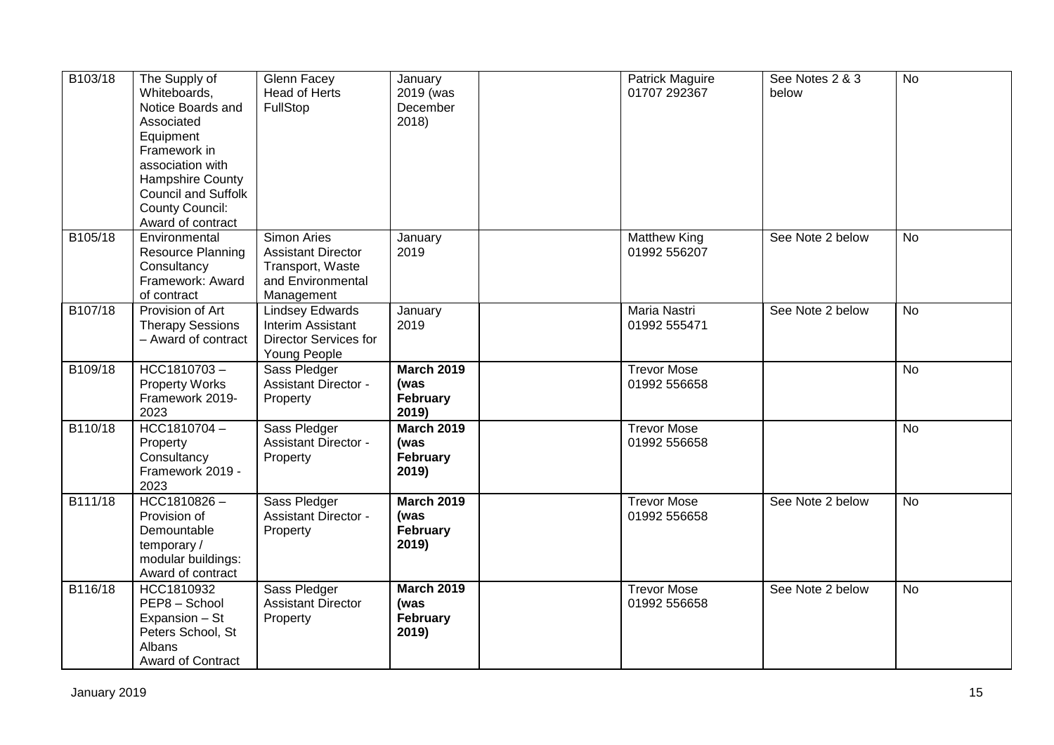| B103/18 | The Supply of Whiteboards, Notice Boards and Associated Equipment Framework in association with Hampshire County Council and Suffolk County Council: Award of contract | Glenn Facey Head of Herts FullStop | January 2019 (was December 2018) | | Patrick Maguire 01707 292367 | See Notes 2 & 3 below | No |
|---|---|---|---|---|---|---|---|
| B105/18 | Environmental Resource Planning Consultancy Framework: Award of contract | Simon Aries Assistant Director Transport, Waste and Environmental Management | January 2019 | | Matthew King 01992 556207 | See Note 2 below | No |
| B107/18 | Provision of Art Therapy Sessions – Award of contract | Lindsey Edwards Interim Assistant Director Services for Young People | January 2019 | | Maria Nastri 01992 555471 | See Note 2 below | No |
| B109/18 | HCC1810703 – Property Works Framework 2019-2023 | Sass Pledger Assistant Director - Property | **March 2019 (was February 2019)** | | Trevor Mose 01992 556658 | | No |
| B110/18 | HCC1810704 – Property Consultancy Framework 2019 - 2023 | Sass Pledger Assistant Director - Property | **March 2019 (was February 2019)** | | Trevor Mose 01992 556658 | | No |
| B111/18 | HCC1810826 – Provision of Demountable temporary / modular buildings: Award of contract | Sass Pledger Assistant Director - Property | **March 2019 (was February 2019)** | | Trevor Mose 01992 556658 | See Note 2 below | No |
| B116/18 | HCC1810932 PEP8 – School Expansion – St Peters School, St Albans Award of Contract | Sass Pledger Assistant Director Property | **March 2019 (was February 2019)** | | Trevor Mose 01992 556658 | See Note 2 below | No |

January 2019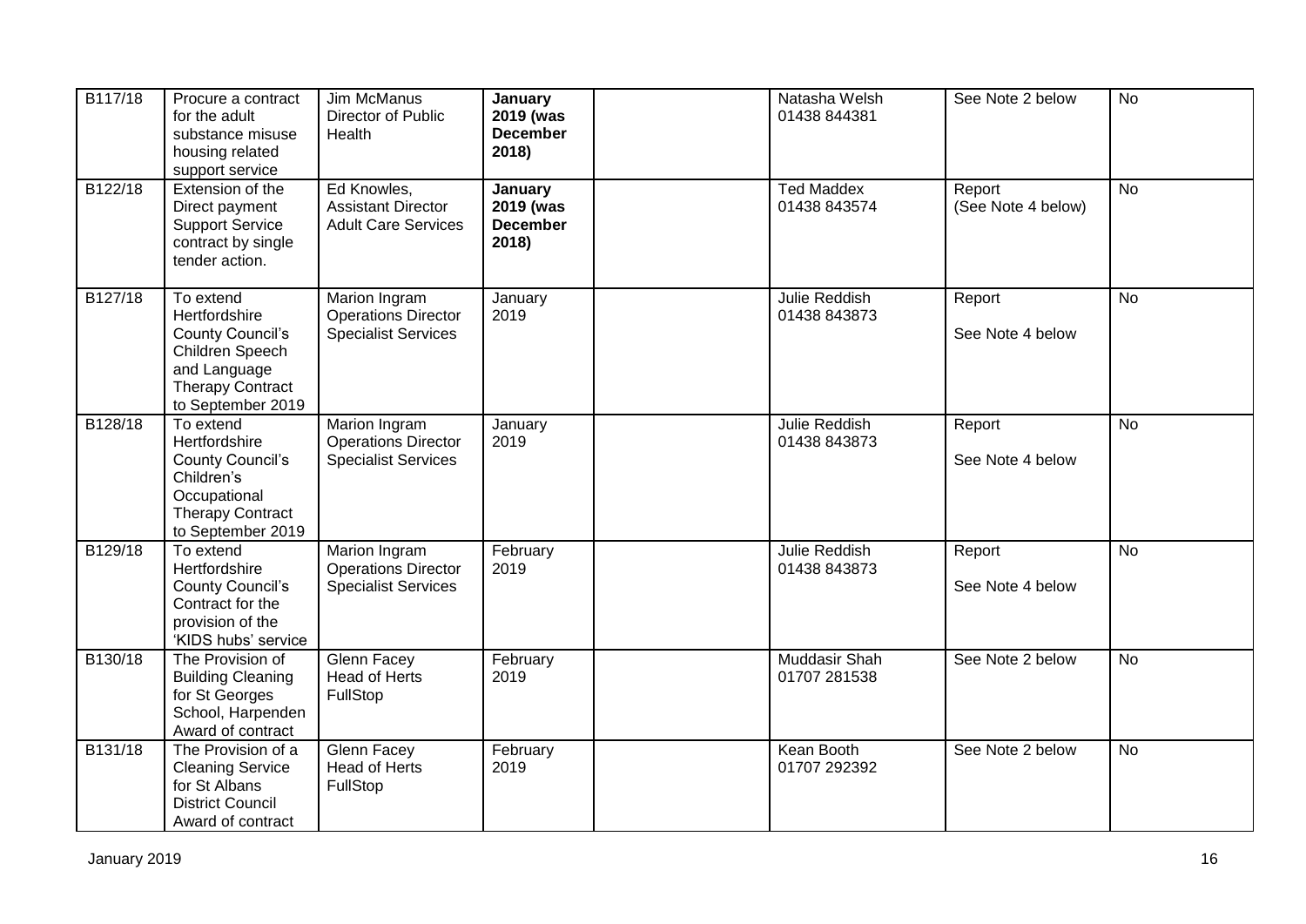| B117/18 | Procure a contract for the adult substance misuse housing related support service | Jim McManus Director of Public Health | **January 2019 (was December 2018)** | | Natasha Welsh 01438 844381 | See Note 2 below | No |
|---|---|---|---|---|---|---|---|
| B122/18 | Extension of the Direct payment Support Service contract by single tender action. | Ed Knowles, Assistant Director Adult Care Services | **January 2019 (was December 2018)** | | Ted Maddex 01438 843574 | Report (See Note 4 below) | No |
| B127/18 | To extend Hertfordshire County Council's Children Speech and Language Therapy Contract to September 2019 | Marion Ingram Operations Director Specialist Services | January 2019 | | Julie Reddish 01438 843873 | Report<br><br>See Note 4 below | No |
| B128/18 | To extend Hertfordshire County Council's Children's Occupational Therapy Contract to September 2019 | Marion Ingram Operations Director Specialist Services | January 2019 | | Julie Reddish 01438 843873 | Report<br><br>See Note 4 below | No |
| B129/18 | To extend Hertfordshire County Council's Contract for the provision of the 'KIDS hubs' service | Marion Ingram Operations Director Specialist Services | February 2019 | | Julie Reddish 01438 843873 | Report<br><br>See Note 4 below | No |
| B130/18 | The Provision of Building Cleaning for St Georges School, Harpenden Award of contract | Glenn Facey Head of Herts FullStop | February 2019 | | Muddasir Shah 01707 281538 | See Note 2 below | No |
| B131/18 | The Provision of a Cleaning Service for St Albans District Council Award of contract | Glenn Facey Head of Herts FullStop | February 2019 | | Kean Booth 01707 292392 | See Note 2 below | No |

January 2019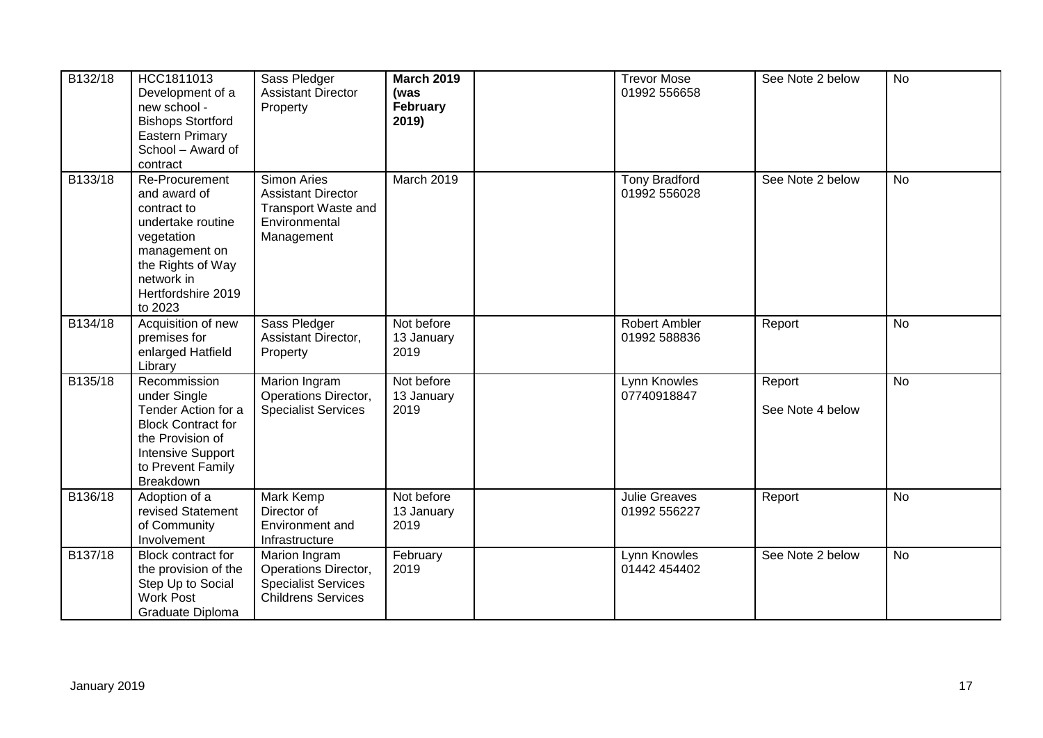| B132/18 | HCC1811013 Development of a new school - Bishops Stortford Eastern Primary School – Award of contract | Sass Pledger Assistant Director Property | **March 2019 (was February 2019)** | | Trevor Mose 01992 556658 | See Note 2 below | No |
|---|---|---|---|---|---|---|---|
| B133/18 | Re-Procurement and award of contract to undertake routine vegetation management on the Rights of Way network in Hertfordshire 2019 to 2023 | Simon Aries Assistant Director Transport Waste and Environmental Management | March 2019 | | Tony Bradford 01992 556028 | See Note 2 below | No |
| B134/18 | Acquisition of new premises for enlarged Hatfield Library | Sass Pledger Assistant Director, Property | Not before 13 January 2019 | | Robert Ambler 01992 588836 | Report | No |
| B135/18 | Recommission under Single Tender Action for a Block Contract for the Provision of Intensive Support to Prevent Family Breakdown | Marion Ingram Operations Director, Specialist Services | Not before 13 January 2019 | | Lynn Knowles 07740918847 | Report<br><br>See Note 4 below | No |
| B136/18 | Adoption of a revised Statement of Community Involvement | Mark Kemp Director of Environment and Infrastructure | Not before 13 January 2019 | | Julie Greaves 01992 556227 | Report | No |
| B137/18 | Block contract for the provision of the Step Up to Social Work Post Graduate Diploma | Marion Ingram Operations Director, Specialist Services Childrens Services | February 2019 | | Lynn Knowles 01442 454402 | See Note 2 below | No |

January 2019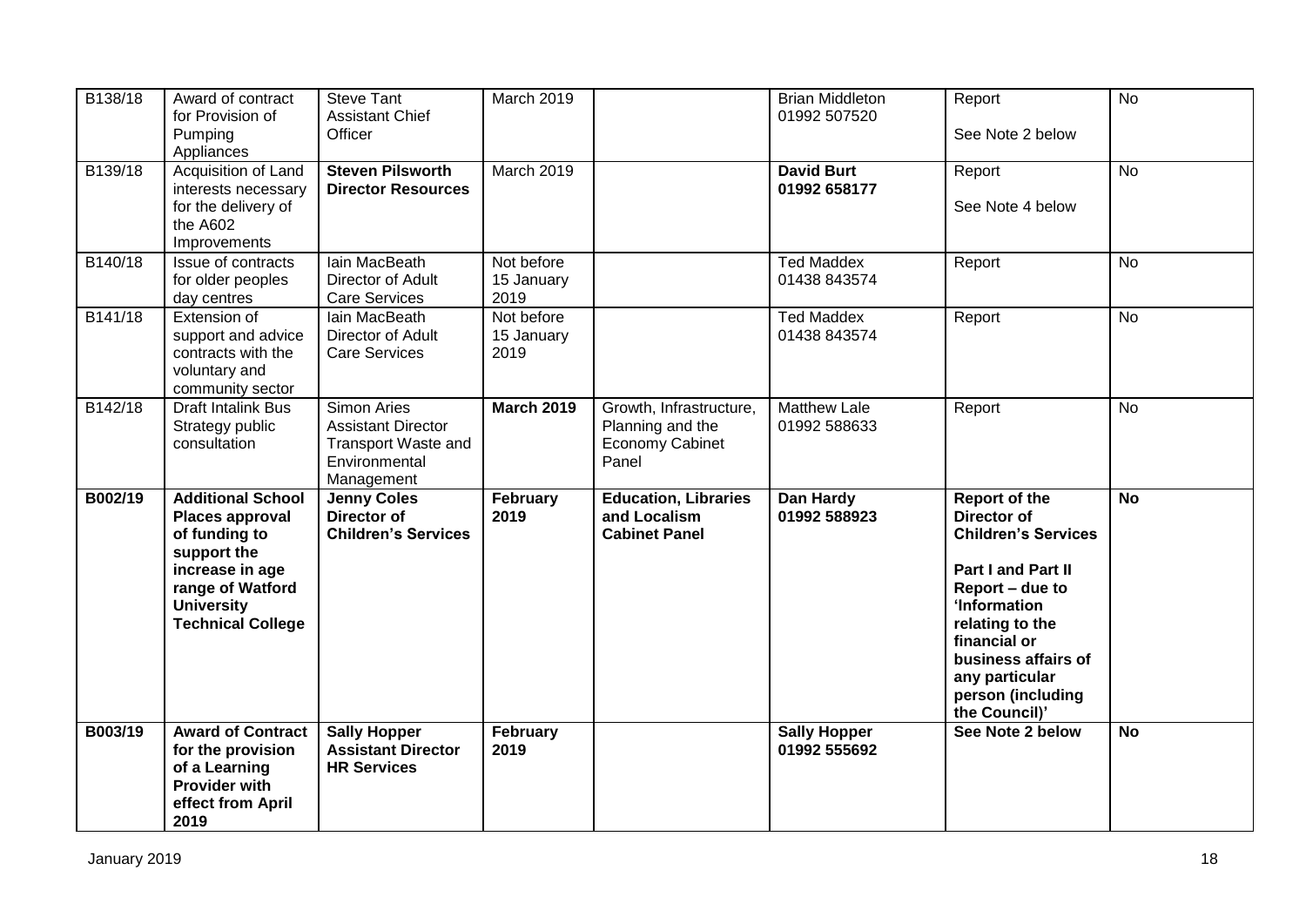| B138/18 | Award of contract for Provision of Pumping Appliances | Steve Tant Assistant Chief Officer | March 2019 | | Brian Middleton 01992 507520 | Report<br><br>See Note 2 below | No |
|---|---|---|---|---|---|---|---|
| B139/18 | Acquisition of Land interests necessary for the delivery of the A602 Improvements | **Steven Pilsworth Director Resources** | March 2019 | | **David Burt 01992 658177** | Report<br><br>See Note 4 below | No |
| B140/18 | Issue of contracts for older peoples day centres | Iain MacBeath Director of Adult Care Services | Not before 15 January 2019 | | Ted Maddex 01438 843574 | Report | No |
| B141/18 | Extension of support and advice contracts with the voluntary and community sector | Iain MacBeath Director of Adult Care Services | Not before 15 January 2019 | | Ted Maddex 01438 843574 | Report | No |
| B142/18 | Draft Intalink Bus Strategy public consultation | Simon Aries Assistant Director Transport Waste and Environmental Management | **March 2019** | Growth, Infrastructure, Planning and the Economy Cabinet Panel | Matthew Lale 01992 588633 | Report | No |
| **B002/19** | **Additional School Places approval of funding to support the increase in age range of Watford University Technical College** | **Jenny Coles Director of Children's Services** | **February 2019** | **Education, Libraries and Localism Cabinet Panel** | **Dan Hardy 01992 588923** | **Report of the Director of Children's Services**<br><br>**Part I and Part II Report – due to 'Information relating to the financial or business affairs of any particular person (including the Council)'** | **No** |
| **B003/19** | **Award of Contract for the provision of a Learning Provider with effect from April 2019** | **Sally Hopper Assistant Director HR Services** | **February 2019** | | **Sally Hopper 01992 555692** | **See Note 2 below** | **No** |

January 2019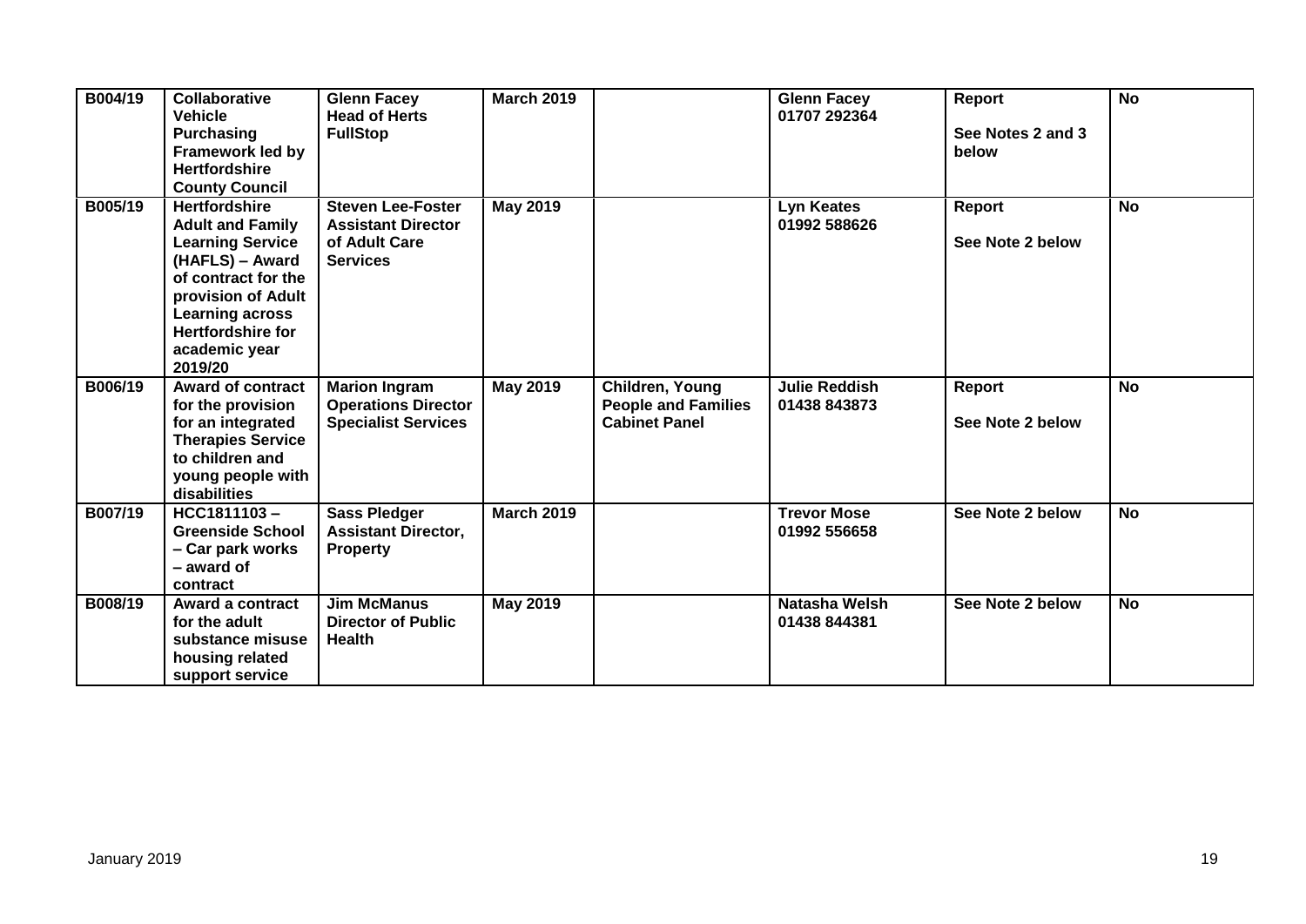| B004/19 | **Collaborative Vehicle Purchasing Framework led by Hertfordshire County Council** | **Glenn Facey Head of Herts FullStop** | **March 2019** | | **Glenn Facey 01707 292364** | **Report**<br><br>**See Notes 2 and 3 below** | **No** |
|---|---|---|---|---|---|---|---|
| **B005/19** | **Hertfordshire Adult and Family Learning Service (HAFLS) – Award of contract for the provision of Adult Learning across Hertfordshire for academic year 2019/20** | **Steven Lee-Foster Assistant Director of Adult Care Services** | **May 2019** | | **Lyn Keates 01992 588626** | **Report**<br><br>**See Note 2 below** | **No** |
| **B006/19** | **Award of contract for the provision for an integrated Therapies Service to children and young people with disabilities** | **Marion Ingram Operations Director Specialist Services** | **May 2019** | **Children, Young People and Families Cabinet Panel** | **Julie Reddish 01438 843873** | **Report**<br><br>**See Note 2 below** | **No** |
| **B007/19** | **HCC1811103 – Greenside School – Car park works – award of contract** | **Sass Pledger Assistant Director, Property** | **March 2019** | | **Trevor Mose 01992 556658** | **See Note 2 below** | **No** |
| **B008/19** | **Award a contract for the adult substance misuse housing related support service** | **Jim McManus Director of Public Health** | **May 2019** | | **Natasha Welsh 01438 844381** | **See Note 2 below** | **No** |

January 2019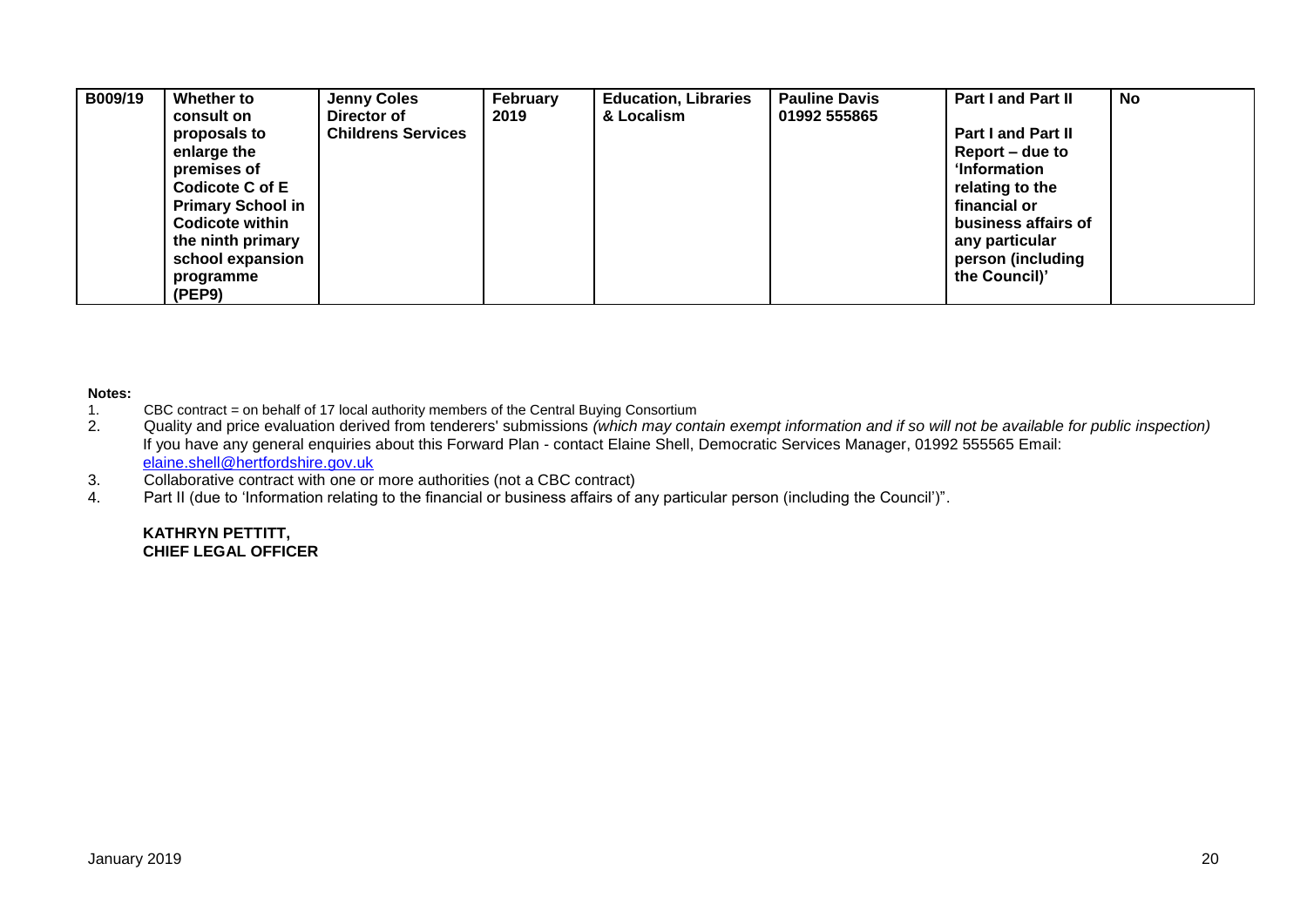| B009/19 | Whether to consult on proposals to enlarge the premises of Codicote C of E Primary School in Codicote within the ninth primary school expansion programme (PEP9) | Jenny Coles Director of Childrens Services | February 2019 | Education, Libraries & Localism | Pauline Davis 01992 555865 | Part I and Part II<br><br>Part I and Part II Report – due to 'Information relating to the financial or business affairs of any particular person (including the Council)' | No |
|---|---|---|---|---|---|---|---|

**Notes:**

1. CBC contract = on behalf of 17 local authority members of the Central Buying Consortium
2. Quality and price evaluation derived from tenderers' submissions *(which may contain exempt information and if so will not be available for public inspection)*
   If you have any general enquiries about this Forward Plan - contact Elaine Shell, Democratic Services Manager, 01992 555565 Email: elaine.shell@hertfordshire.gov.uk
3. Collaborative contract with one or more authorities (not a CBC contract)
4. Part II (due to 'Information relating to the financial or business affairs of any particular person (including the Council')".

**KATHRYN PETTITT,**
**CHIEF LEGAL OFFICER**

January 2019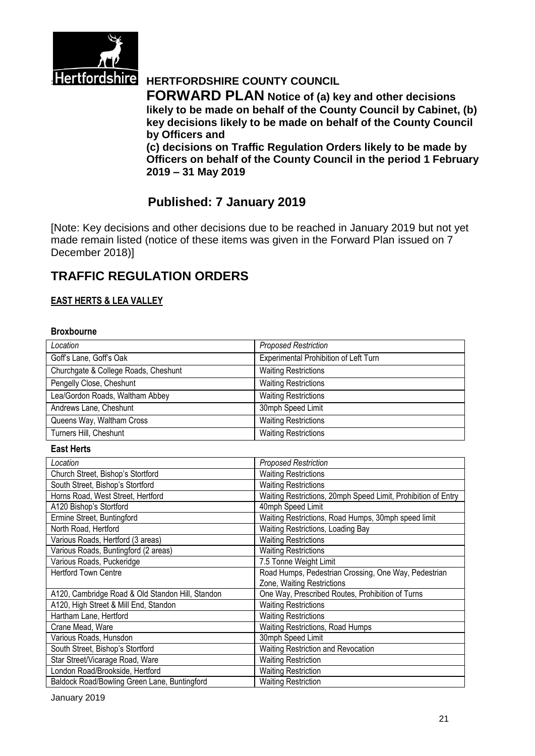**HERTFORDSHIRE COUNTY COUNCIL**

**FORWARD PLAN Notice of (a) key and other decisions likely to be made on behalf of the County Council by Cabinet, (b) key decisions likely to be made on behalf of the County Council by Officers and**
**(c) decisions on Traffic Regulation Orders likely to be made by Officers on behalf of the County Council in the period 1 February 2019 – 31 May 2019**

## Published: 7 January 2019

[Note: Key decisions and other decisions due to be reached in January 2019 but not yet made remain listed (notice of these items was given in the Forward Plan issued on 7 December 2018)]

# TRAFFIC REGULATION ORDERS

## EAST HERTS & LEA VALLEY

### Broxbourne

| *Location* | *Proposed Restriction* |
|---|---|
| Goff's Lane, Goff's Oak | Experimental Prohibition of Left Turn |
| Churchgate & College Roads, Cheshunt | Waiting Restrictions |
| Pengelly Close, Cheshunt | Waiting Restrictions |
| Lea/Gordon Roads, Waltham Abbey | Waiting Restrictions |
| Andrews Lane, Cheshunt | 30mph Speed Limit |
| Queens Way, Waltham Cross | Waiting Restrictions |
| Turners Hill, Cheshunt | Waiting Restrictions |

### East Herts

| *Location* | *Proposed Restriction* |
|---|---|
| Church Street, Bishop's Stortford | Waiting Restrictions |
| South Street, Bishop's Stortford | Waiting Restrictions |
| Horns Road, West Street, Hertford | Waiting Restrictions, 20mph Speed Limit, Prohibition of Entry |
| A120 Bishop's Stortford | 40mph Speed Limit |
| Ermine Street, Buntingford | Waiting Restrictions, Road Humps, 30mph speed limit |
| North Road, Hertford | Waiting Restrictions, Loading Bay |
| Various Roads, Hertford (3 areas) | Waiting Restrictions |
| Various Roads, Buntingford (2 areas) | Waiting Restrictions |
| Various Roads, Puckeridge | 7.5 Tonne Weight Limit |
| Hertford Town Centre | Road Humps, Pedestrian Crossing, One Way, Pedestrian Zone, Waiting Restrictions |
| A120, Cambridge Road & Old Standon Hill, Standon | One Way, Prescribed Routes, Prohibition of Turns |
| A120, High Street & Mill End, Standon | Waiting Restrictions |
| Hartham Lane, Hertford | Waiting Restrictions |
| Crane Mead, Ware | Waiting Restrictions, Road Humps |
| Various Roads, Hunsdon | 30mph Speed Limit |
| South Street, Bishop's Stortford | Waiting Restriction and Revocation |
| Star Street/Vicarage Road, Ware | Waiting Restriction |
| London Road/Brookside, Hertford | Waiting Restriction |
| Baldock Road/Bowling Green Lane, Buntingford | Waiting Restriction |

January 2019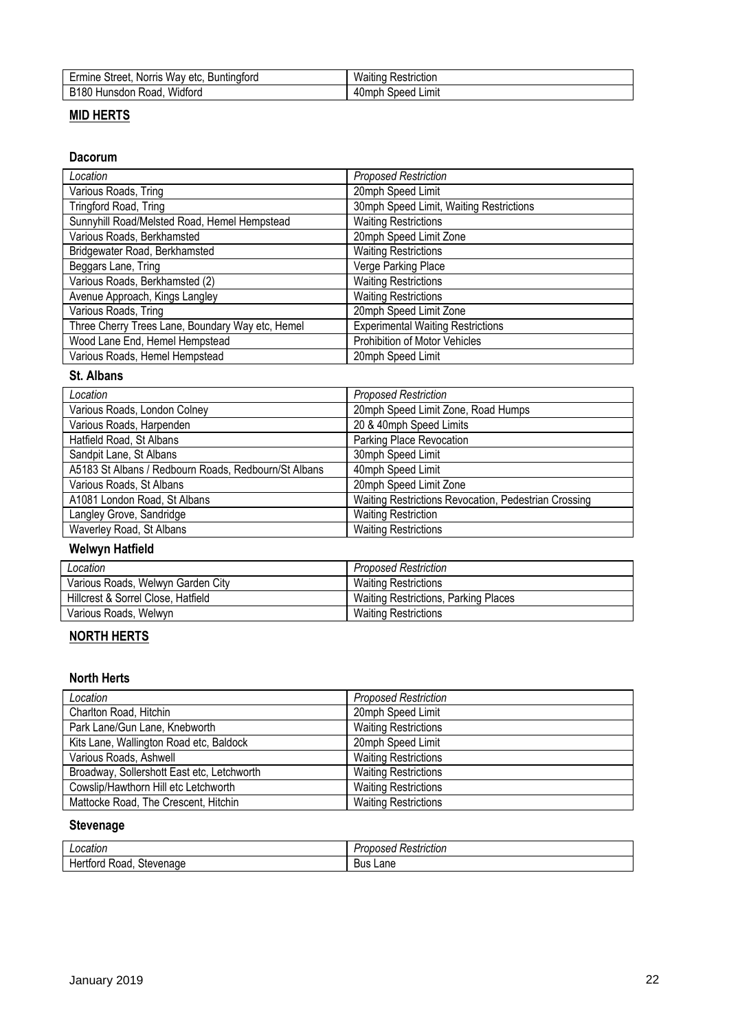| Ermine Street, Norris Way etc, Buntingford | Waiting Restriction |
|---|---|
| B180 Hunsdon Road, Widford | 40mph Speed Limit |

## MID HERTS

### Dacorum

| *Location* | *Proposed Restriction* |
|---|---|
| Various Roads, Tring | 20mph Speed Limit |
| Tringford Road, Tring | 30mph Speed Limit, Waiting Restrictions |
| Sunnyhill Road/Melsted Road, Hemel Hempstead | Waiting Restrictions |
| Various Roads, Berkhamsted | 20mph Speed Limit Zone |
| Bridgewater Road, Berkhamsted | Waiting Restrictions |
| Beggars Lane, Tring | Verge Parking Place |
| Various Roads, Berkhamsted (2) | Waiting Restrictions |
| Avenue Approach, Kings Langley | Waiting Restrictions |
| Various Roads, Tring | 20mph Speed Limit Zone |
| Three Cherry Trees Lane, Boundary Way etc, Hemel | Experimental Waiting Restrictions |
| Wood Lane End, Hemel Hempstead | Prohibition of Motor Vehicles |
| Various Roads, Hemel Hempstead | 20mph Speed Limit |

### St. Albans

| *Location* | *Proposed Restriction* |
|---|---|
| Various Roads, London Colney | 20mph Speed Limit Zone, Road Humps |
| Various Roads, Harpenden | 20 & 40mph Speed Limits |
| Hatfield Road, St Albans | Parking Place Revocation |
| Sandpit Lane, St Albans | 30mph Speed Limit |
| A5183 St Albans / Redbourn Roads, Redbourn/St Albans | 40mph Speed Limit |
| Various Roads, St Albans | 20mph Speed Limit Zone |
| A1081 London Road, St Albans | Waiting Restrictions Revocation, Pedestrian Crossing |
| Langley Grove, Sandridge | Waiting Restriction |
| Waverley Road, St Albans | Waiting Restrictions |

### Welwyn Hatfield

| *Location* | *Proposed Restriction* |
|---|---|
| Various Roads, Welwyn Garden City | Waiting Restrictions |
| Hillcrest & Sorrel Close, Hatfield | Waiting Restrictions, Parking Places |
| Various Roads, Welwyn | Waiting Restrictions |

## NORTH HERTS

### North Herts

| *Location* | *Proposed Restriction* |
|---|---|
| Charlton Road, Hitchin | 20mph Speed Limit |
| Park Lane/Gun Lane, Knebworth | Waiting Restrictions |
| Kits Lane, Wallington Road etc, Baldock | 20mph Speed Limit |
| Various Roads, Ashwell | Waiting Restrictions |
| Broadway, Sollershott East etc, Letchworth | Waiting Restrictions |
| Cowslip/Hawthorn Hill etc Letchworth | Waiting Restrictions |
| Mattocke Road, The Crescent, Hitchin | Waiting Restrictions |

### Stevenage

| *Location* | *Proposed Restriction* |
|---|---|
| Hertford Road, Stevenage | Bus Lane |

January 2019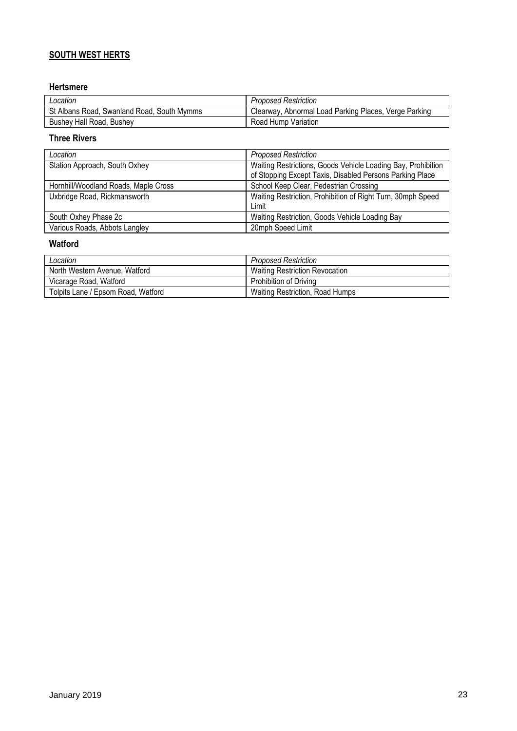## SOUTH WEST HERTS

### Hertsmere

| *Location* | *Proposed Restriction* |
|---|---|
| St Albans Road, Swanland Road, South Mymms | Clearway, Abnormal Load Parking Places, Verge Parking |
| Bushey Hall Road, Bushey | Road Hump Variation |

### Three Rivers

| *Location* | *Proposed Restriction* |
|---|---|
| Station Approach, South Oxhey | Waiting Restrictions, Goods Vehicle Loading Bay, Prohibition of Stopping Except Taxis, Disabled Persons Parking Place |
| Hornhill/Woodland Roads, Maple Cross | School Keep Clear, Pedestrian Crossing |
| Uxbridge Road, Rickmansworth | Waiting Restriction, Prohibition of Right Turn, 30mph Speed Limit |
| South Oxhey Phase 2c | Waiting Restriction, Goods Vehicle Loading Bay |
| Various Roads, Abbots Langley | 20mph Speed Limit |

### Watford

| *Location* | *Proposed Restriction* |
|---|---|
| North Western Avenue, Watford | Waiting Restriction Revocation |
| Vicarage Road, Watford | Prohibition of Driving |
| Tolpits Lane / Epsom Road, Watford | Waiting Restriction, Road Humps |

January 2019